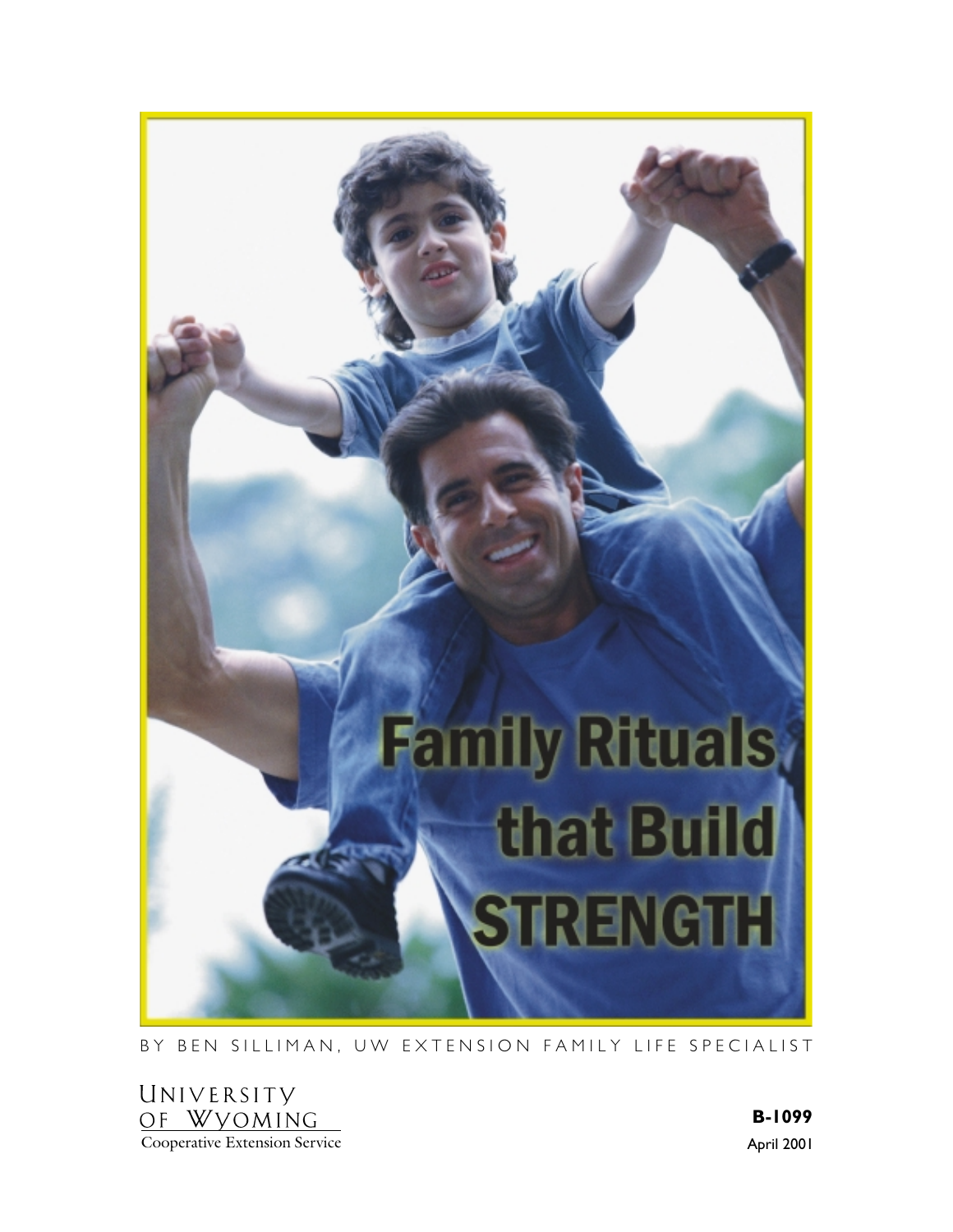# Family Rituals that Build STRENGTH

BY BEN SILLIMAN, UW EXTENSION FAMILY LIFE SPECIALIST

UNIVERSITY OF WYOMING
Cooperative Extension Service

**B-1099**
April 2001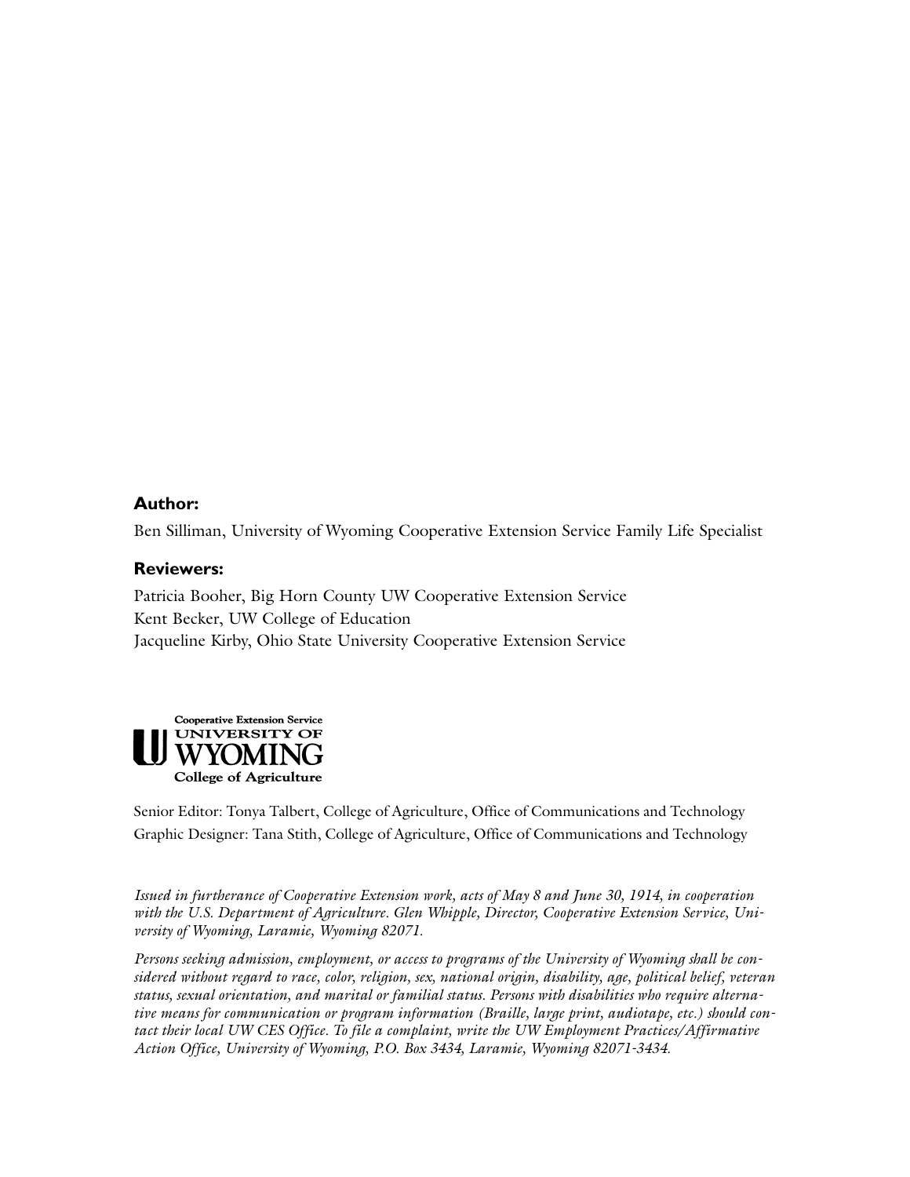**Author:**

Ben Silliman, University of Wyoming Cooperative Extension Service Family Life Specialist

**Reviewers:**

Patricia Booher, Big Horn County UW Cooperative Extension Service
Kent Becker, UW College of Education
Jacqueline Kirby, Ohio State University Cooperative Extension Service

Cooperative Extension Service
UNIVERSITY OF WYOMING
College of Agriculture

Senior Editor: Tonya Talbert, College of Agriculture, Office of Communications and Technology
Graphic Designer: Tana Stith, College of Agriculture, Office of Communications and Technology

*Issued in furtherance of Cooperative Extension work, acts of May 8 and June 30, 1914, in cooperation with the U.S. Department of Agriculture. Glen Whipple, Director, Cooperative Extension Service, University of Wyoming, Laramie, Wyoming 82071.*

*Persons seeking admission, employment, or access to programs of the University of Wyoming shall be considered without regard to race, color, religion, sex, national origin, disability, age, political belief, veteran status, sexual orientation, and marital or familial status. Persons with disabilities who require alternative means for communication or program information (Braille, large print, audiotape, etc.) should contact their local UW CES Office. To file a complaint, write the UW Employment Practices/Affirmative Action Office, University of Wyoming, P.O. Box 3434, Laramie, Wyoming 82071-3434.*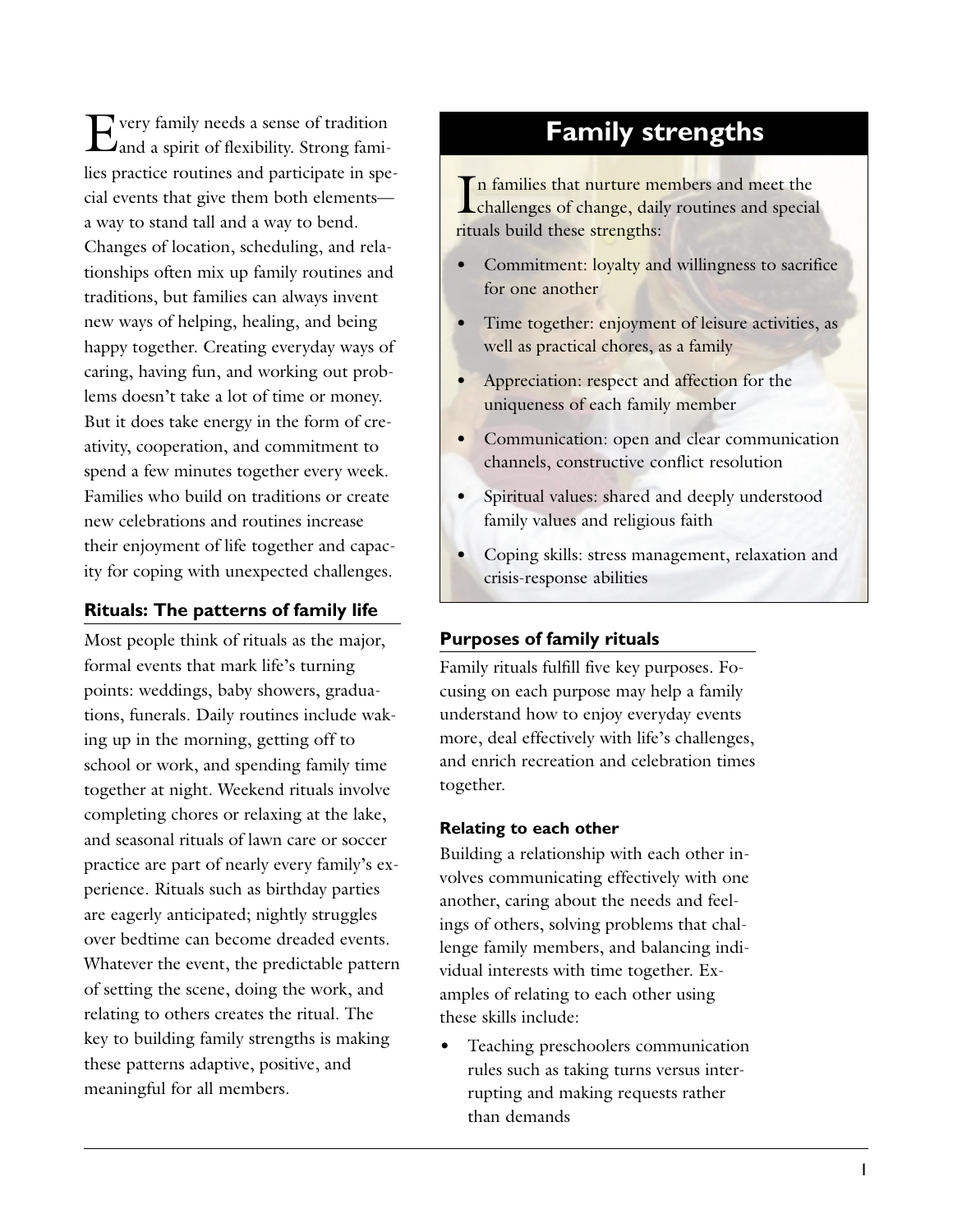Every family needs a sense of tradition and a spirit of flexibility. Strong families practice routines and participate in special events that give them both elements—a way to stand tall and a way to bend. Changes of location, scheduling, and relationships often mix up family routines and traditions, but families can always invent new ways of helping, healing, and being happy together. Creating everyday ways of caring, having fun, and working out problems doesn't take a lot of time or money. But it does take energy in the form of creativity, cooperation, and commitment to spend a few minutes together every week. Families who build on traditions or create new celebrations and routines increase their enjoyment of life together and capacity for coping with unexpected challenges.

### Rituals: The patterns of family life

Most people think of rituals as the major, formal events that mark life's turning points: weddings, baby showers, graduations, funerals. Daily routines include waking up in the morning, getting off to school or work, and spending family time together at night. Weekend rituals involve completing chores or relaxing at the lake, and seasonal rituals of lawn care or soccer practice are part of nearly every family's experience. Rituals such as birthday parties are eagerly anticipated; nightly struggles over bedtime can become dreaded events. Whatever the event, the predictable pattern of setting the scene, doing the work, and relating to others creates the ritual. The key to building family strengths is making these patterns adaptive, positive, and meaningful for all members.

## Family strengths

In families that nurture members and meet the challenges of change, daily routines and special rituals build these strengths:

- Commitment: loyalty and willingness to sacrifice for one another
- Time together: enjoyment of leisure activities, as well as practical chores, as a family
- Appreciation: respect and affection for the uniqueness of each family member
- Communication: open and clear communication channels, constructive conflict resolution
- Spiritual values: shared and deeply understood family values and religious faith
- Coping skills: stress management, relaxation and crisis-response abilities

### Purposes of family rituals

Family rituals fulfill five key purposes. Focusing on each purpose may help a family understand how to enjoy everyday events more, deal effectively with life's challenges, and enrich recreation and celebration times together.

#### Relating to each other

Building a relationship with each other involves communicating effectively with one another, caring about the needs and feelings of others, solving problems that challenge family members, and balancing individual interests with time together. Examples of relating to each other using these skills include:

- Teaching preschoolers communication rules such as taking turns versus interrupting and making requests rather than demands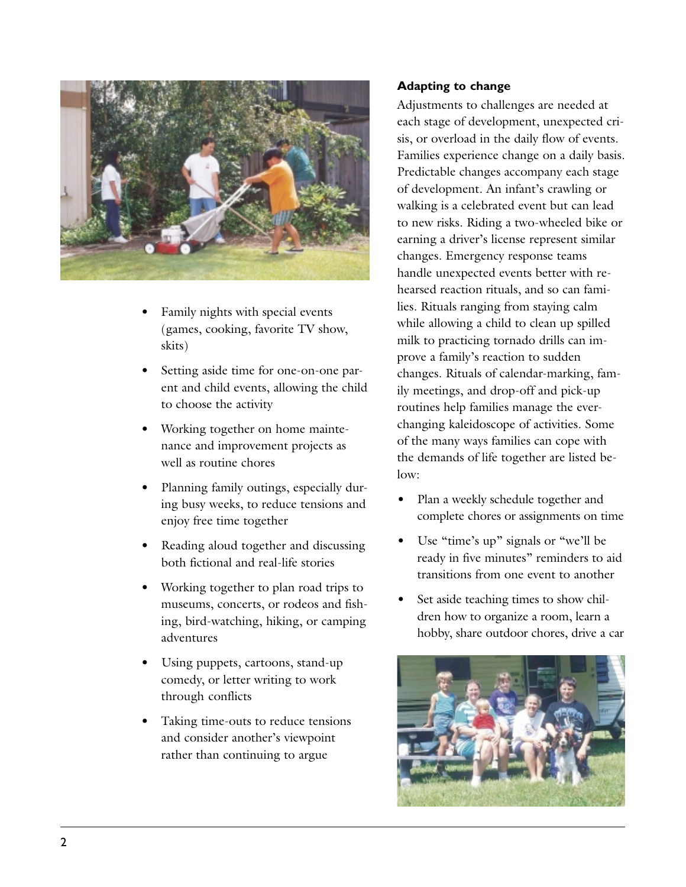- Family nights with special events (games, cooking, favorite TV show, skits)
- Setting aside time for one-on-one parent and child events, allowing the child to choose the activity
- Working together on home maintenance and improvement projects as well as routine chores
- Planning family outings, especially during busy weeks, to reduce tensions and enjoy free time together
- Reading aloud together and discussing both fictional and real-life stories
- Working together to plan road trips to museums, concerts, or rodeos and fishing, bird-watching, hiking, or camping adventures
- Using puppets, cartoons, stand-up comedy, or letter writing to work through conflicts
- Taking time-outs to reduce tensions and consider another's viewpoint rather than continuing to argue

**Adapting to change**

Adjustments to challenges are needed at each stage of development, unexpected crisis, or overload in the daily flow of events. Families experience change on a daily basis. Predictable changes accompany each stage of development. An infant's crawling or walking is a celebrated event but can lead to new risks. Riding a two-wheeled bike or earning a driver's license represent similar changes. Emergency response teams handle unexpected events better with rehearsed reaction rituals, and so can families. Rituals ranging from staying calm while allowing a child to clean up spilled milk to practicing tornado drills can improve a family's reaction to sudden changes. Rituals of calendar-marking, family meetings, and drop-off and pick-up routines help families manage the ever-changing kaleidoscope of activities. Some of the many ways families can cope with the demands of life together are listed below:

- Plan a weekly schedule together and complete chores or assignments on time
- Use "time's up" signals or "we'll be ready in five minutes" reminders to aid transitions from one event to another
- Set aside teaching times to show children how to organize a room, learn a hobby, share outdoor chores, drive a car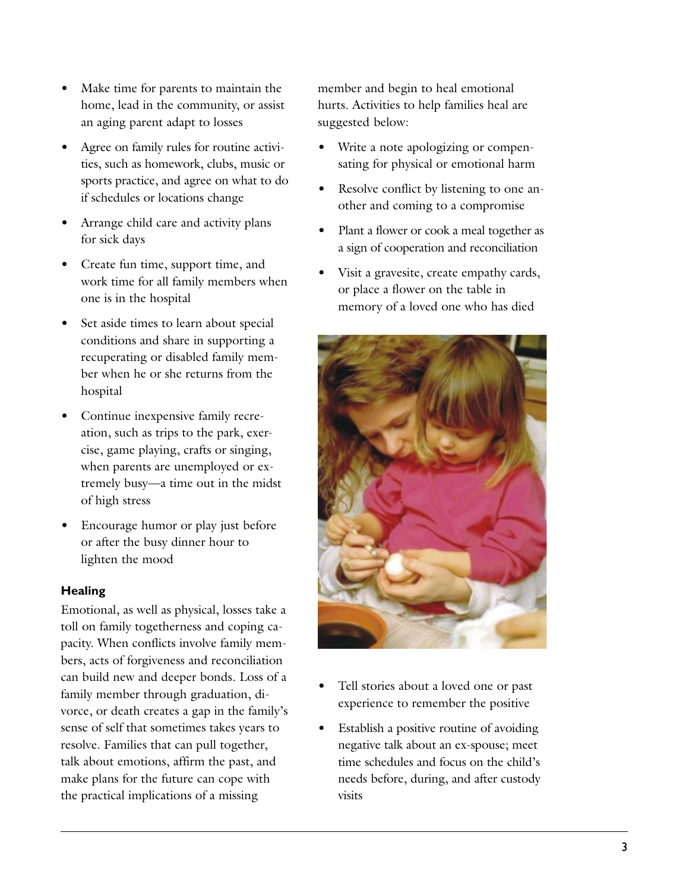- Make time for parents to maintain the home, lead in the community, or assist an aging parent adapt to losses
- Agree on family rules for routine activities, such as homework, clubs, music or sports practice, and agree on what to do if schedules or locations change
- Arrange child care and activity plans for sick days
- Create fun time, support time, and work time for all family members when one is in the hospital
- Set aside times to learn about special conditions and share in supporting a recuperating or disabled family member when he or she returns from the hospital
- Continue inexpensive family recreation, such as trips to the park, exercise, game playing, crafts or singing, when parents are unemployed or extremely busy—a time out in the midst of high stress
- Encourage humor or play just before or after the busy dinner hour to lighten the mood

### Healing

Emotional, as well as physical, losses take a toll on family togetherness and coping capacity. When conflicts involve family members, acts of forgiveness and reconciliation can build new and deeper bonds. Loss of a family member through graduation, divorce, or death creates a gap in the family's sense of self that sometimes takes years to resolve. Families that can pull together, talk about emotions, affirm the past, and make plans for the future can cope with the practical implications of a missing member and begin to heal emotional hurts. Activities to help families heal are suggested below:

- Write a note apologizing or compensating for physical or emotional harm
- Resolve conflict by listening to one another and coming to a compromise
- Plant a flower or cook a meal together as a sign of cooperation and reconciliation
- Visit a gravesite, create empathy cards, or place a flower on the table in memory of a loved one who has died
- Tell stories about a loved one or past experience to remember the positive
- Establish a positive routine of avoiding negative talk about an ex-spouse; meet time schedules and focus on the child's needs before, during, and after custody visits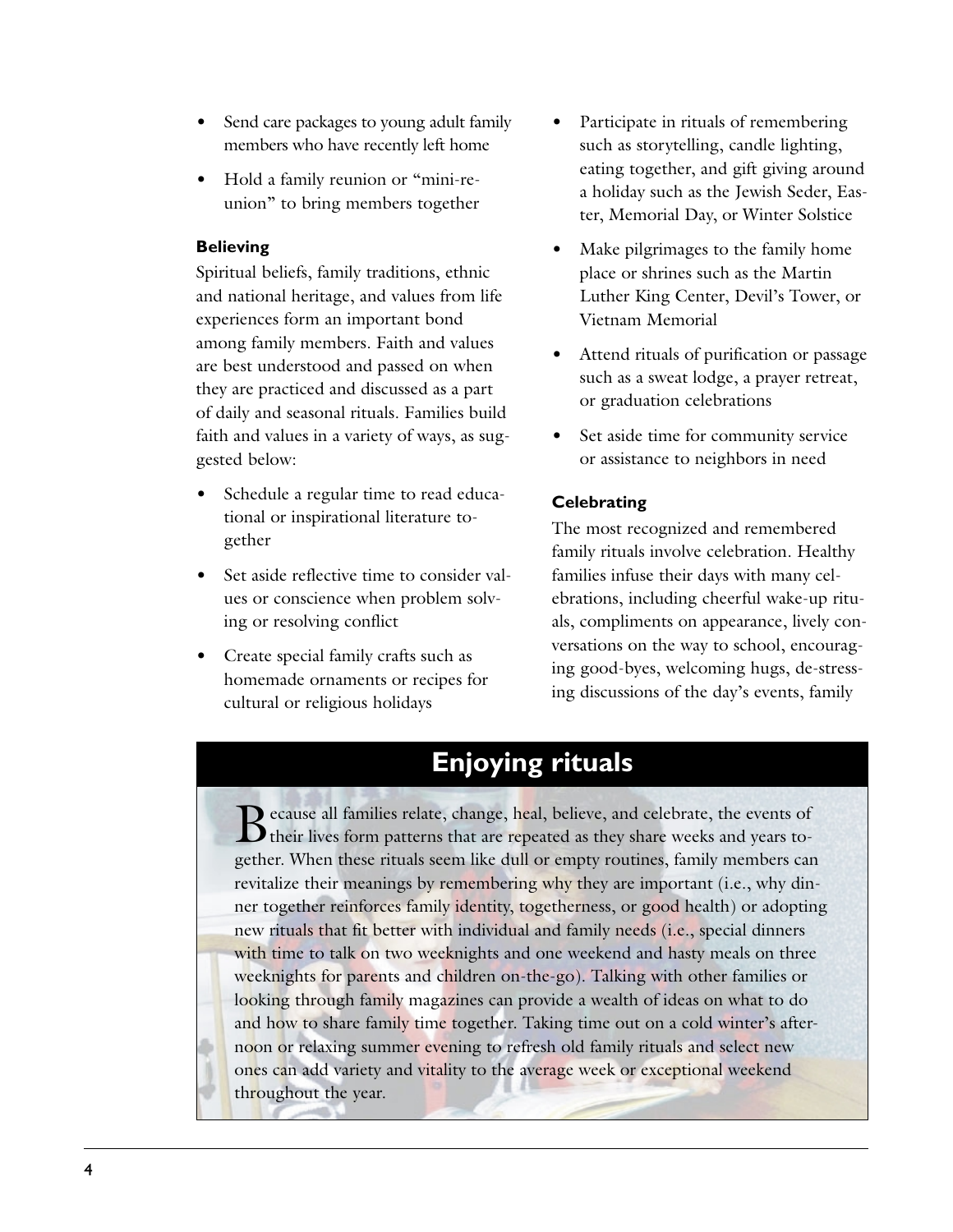- Send care packages to young adult family members who have recently left home
- Hold a family reunion or "mini-reunion" to bring members together

**Believing**

Spiritual beliefs, family traditions, ethnic and national heritage, and values from life experiences form an important bond among family members. Faith and values are best understood and passed on when they are practiced and discussed as a part of daily and seasonal rituals. Families build faith and values in a variety of ways, as suggested below:

- Schedule a regular time to read educational or inspirational literature together
- Set aside reflective time to consider values or conscience when problem solving or resolving conflict
- Create special family crafts such as homemade ornaments or recipes for cultural or religious holidays
- Participate in rituals of remembering such as storytelling, candle lighting, eating together, and gift giving around a holiday such as the Jewish Seder, Easter, Memorial Day, or Winter Solstice
- Make pilgrimages to the family home place or shrines such as the Martin Luther King Center, Devil's Tower, or Vietnam Memorial
- Attend rituals of purification or passage such as a sweat lodge, a prayer retreat, or graduation celebrations
- Set aside time for community service or assistance to neighbors in need

**Celebrating**

The most recognized and remembered family rituals involve celebration. Healthy families infuse their days with many celebrations, including cheerful wake-up rituals, compliments on appearance, lively conversations on the way to school, encouraging good-byes, welcoming hugs, de-stressing discussions of the day's events, family

## Enjoying rituals

Because all families relate, change, heal, believe, and celebrate, the events of their lives form patterns that are repeated as they share weeks and years together. When these rituals seem like dull or empty routines, family members can revitalize their meanings by remembering why they are important (i.e., why dinner together reinforces family identity, togetherness, or good health) or adopting new rituals that fit better with individual and family needs (i.e., special dinners with time to talk on two weeknights and one weekend and hasty meals on three weeknights for parents and children on-the-go). Talking with other families or looking through family magazines can provide a wealth of ideas on what to do and how to share family time together. Taking time out on a cold winter's afternoon or relaxing summer evening to refresh old family rituals and select new ones can add variety and vitality to the average week or exceptional weekend throughout the year.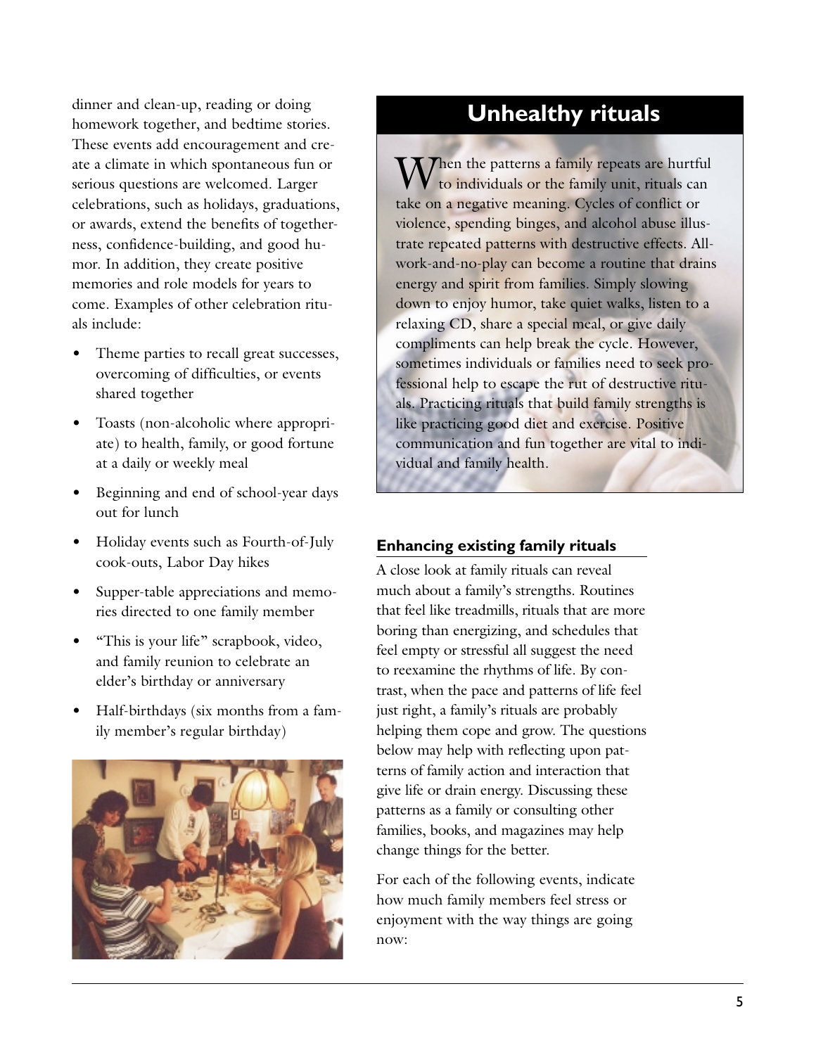dinner and clean-up, reading or doing homework together, and bedtime stories. These events add encouragement and create a climate in which spontaneous fun or serious questions are welcomed. Larger celebrations, such as holidays, graduations, or awards, extend the benefits of togetherness, confidence-building, and good humor. In addition, they create positive memories and role models for years to come. Examples of other celebration rituals include:

- Theme parties to recall great successes, overcoming of difficulties, or events shared together
- Toasts (non-alcoholic where appropriate) to health, family, or good fortune at a daily or weekly meal
- Beginning and end of school-year days out for lunch
- Holiday events such as Fourth-of-July cook-outs, Labor Day hikes
- Supper-table appreciations and memories directed to one family member
- "This is your life" scrapbook, video, and family reunion to celebrate an elder's birthday or anniversary
- Half-birthdays (six months from a family member's regular birthday)

## Unhealthy rituals

When the patterns a family repeats are hurtful to individuals or the family unit, rituals can take on a negative meaning. Cycles of conflict or violence, spending binges, and alcohol abuse illustrate repeated patterns with destructive effects. All-work-and-no-play can become a routine that drains energy and spirit from families. Simply slowing down to enjoy humor, take quiet walks, listen to a relaxing CD, share a special meal, or give daily compliments can help break the cycle. However, sometimes individuals or families need to seek professional help to escape the rut of destructive rituals. Practicing rituals that build family strengths is like practicing good diet and exercise. Positive communication and fun together are vital to individual and family health.

### Enhancing existing family rituals

A close look at family rituals can reveal much about a family's strengths. Routines that feel like treadmills, rituals that are more boring than energizing, and schedules that feel empty or stressful all suggest the need to reexamine the rhythms of life. By contrast, when the pace and patterns of life feel just right, a family's rituals are probably helping them cope and grow. The questions below may help with reflecting upon patterns of family action and interaction that give life or drain energy. Discussing these patterns as a family or consulting other families, books, and magazines may help change things for the better.

For each of the following events, indicate how much family members feel stress or enjoyment with the way things are going now: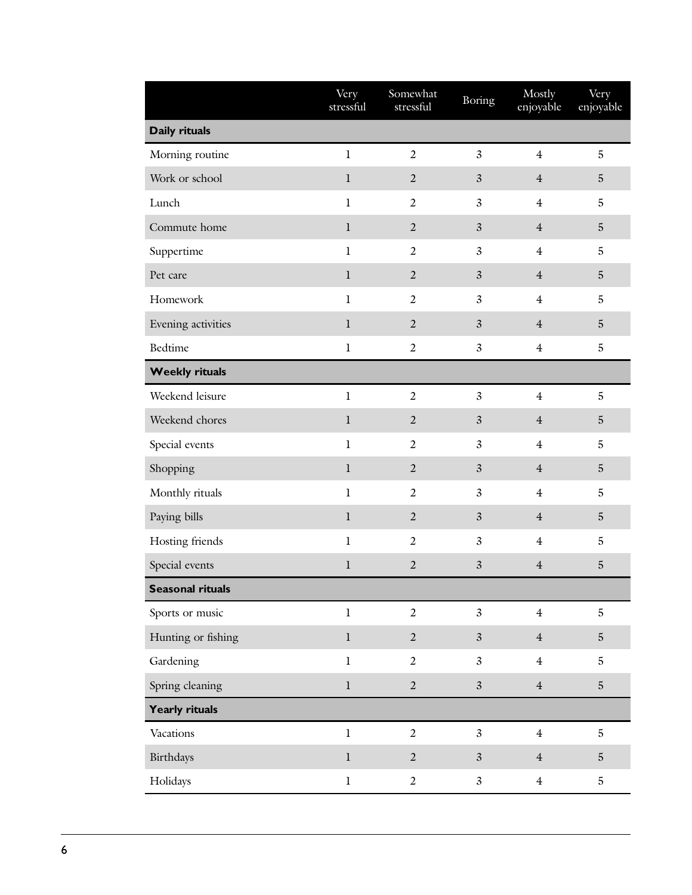| | Very stressful | Somewhat stressful | Boring | Mostly enjoyable | Very enjoyable |
|---|---|---|---|---|---|
| **Daily rituals** | | | | | |
| Morning routine | 1 | 2 | 3 | 4 | 5 |
| Work or school | 1 | 2 | 3 | 4 | 5 |
| Lunch | 1 | 2 | 3 | 4 | 5 |
| Commute home | 1 | 2 | 3 | 4 | 5 |
| Suppertime | 1 | 2 | 3 | 4 | 5 |
| Pet care | 1 | 2 | 3 | 4 | 5 |
| Homework | 1 | 2 | 3 | 4 | 5 |
| Evening activities | 1 | 2 | 3 | 4 | 5 |
| Bedtime | 1 | 2 | 3 | 4 | 5 |
| **Weekly rituals** | | | | | |
| Weekend leisure | 1 | 2 | 3 | 4 | 5 |
| Weekend chores | 1 | 2 | 3 | 4 | 5 |
| Special events | 1 | 2 | 3 | 4 | 5 |
| Shopping | 1 | 2 | 3 | 4 | 5 |
| Monthly rituals | 1 | 2 | 3 | 4 | 5 |
| Paying bills | 1 | 2 | 3 | 4 | 5 |
| Hosting friends | 1 | 2 | 3 | 4 | 5 |
| Special events | 1 | 2 | 3 | 4 | 5 |
| **Seasonal rituals** | | | | | |
| Sports or music | 1 | 2 | 3 | 4 | 5 |
| Hunting or fishing | 1 | 2 | 3 | 4 | 5 |
| Gardening | 1 | 2 | 3 | 4 | 5 |
| Spring cleaning | 1 | 2 | 3 | 4 | 5 |
| **Yearly rituals** | | | | | |
| Vacations | 1 | 2 | 3 | 4 | 5 |
| Birthdays | 1 | 2 | 3 | 4 | 5 |
| Holidays | 1 | 2 | 3 | 4 | 5 |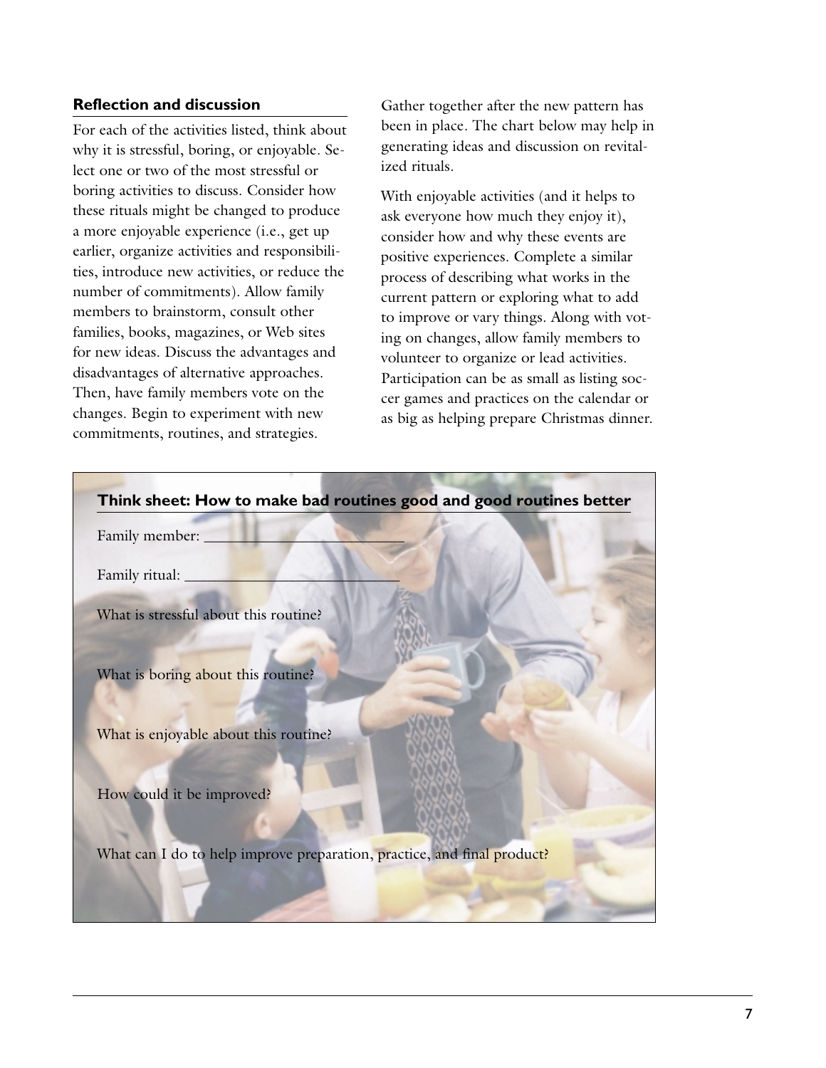### Reflection and discussion

For each of the activities listed, think about why it is stressful, boring, or enjoyable. Select one or two of the most stressful or boring activities to discuss. Consider how these rituals might be changed to produce a more enjoyable experience (i.e., get up earlier, organize activities and responsibilities, introduce new activities, or reduce the number of commitments). Allow family members to brainstorm, consult other families, books, magazines, or Web sites for new ideas. Discuss the advantages and disadvantages of alternative approaches. Then, have family members vote on the changes. Begin to experiment with new commitments, routines, and strategies.

Gather together after the new pattern has been in place. The chart below may help in generating ideas and discussion on revitalized rituals.

With enjoyable activities (and it helps to ask everyone how much they enjoy it), consider how and why these events are positive experiences. Complete a similar process of describing what works in the current pattern or exploring what to add to improve or vary things. Along with voting on changes, allow family members to volunteer to organize or lead activities. Participation can be as small as listing soccer games and practices on the calendar or as big as helping prepare Christmas dinner.

### Think sheet: How to make bad routines good and good routines better

Family member: ________________________

Family ritual: ___________________________

What is stressful about this routine?

What is boring about this routine?

What is enjoyable about this routine?

How could it be improved?

What can I do to help improve preparation, practice, and final product?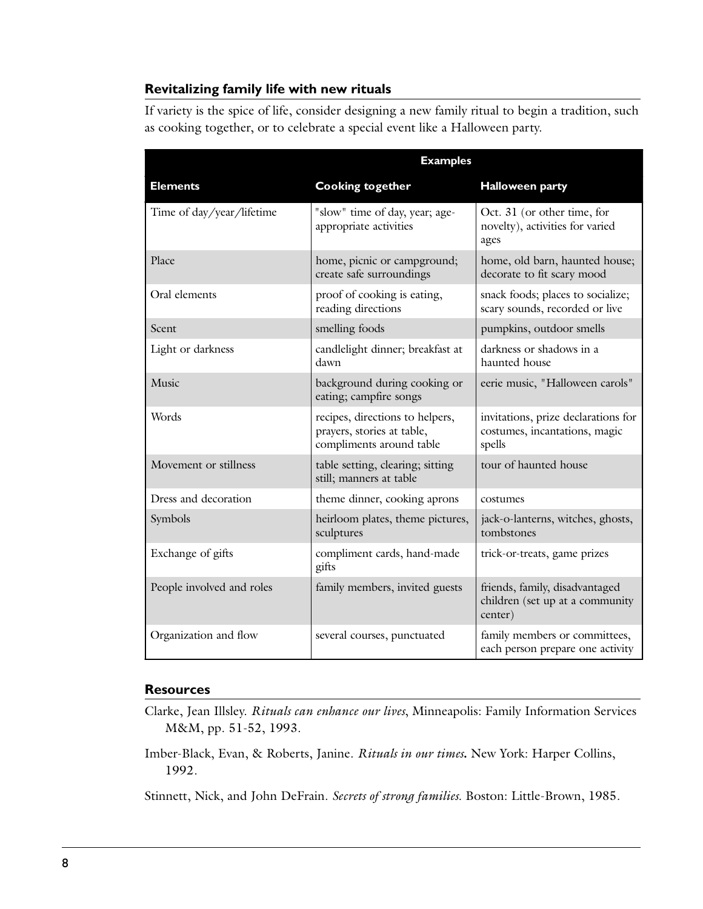### Revitalizing family life with new rituals

If variety is the spice of life, consider designing a new family ritual to begin a tradition, such as cooking together, or to celebrate a special event like a Halloween party.

| | Examples | |
|---|---|---|
| **Elements** | **Cooking together** | **Halloween party** |
| Time of day/year/lifetime | "slow" time of day, year; age-appropriate activities | Oct. 31 (or other time, for novelty), activities for varied ages |
| Place | home, picnic or campground; create safe surroundings | home, old barn, haunted house; decorate to fit scary mood |
| Oral elements | proof of cooking is eating, reading directions | snack foods; places to socialize; scary sounds, recorded or live |
| Scent | smelling foods | pumpkins, outdoor smells |
| Light or darkness | candlelight dinner; breakfast at dawn | darkness or shadows in a haunted house |
| Music | background during cooking or eating; campfire songs | eerie music, "Halloween carols" |
| Words | recipes, directions to helpers, prayers, stories at table, compliments around table | invitations, prize declarations for costumes, incantations, magic spells |
| Movement or stillness | table setting, clearing; sitting still; manners at table | tour of haunted house |
| Dress and decoration | theme dinner, cooking aprons | costumes |
| Symbols | heirloom plates, theme pictures, sculptures | jack-o-lanterns, witches, ghosts, tombstones |
| Exchange of gifts | compliment cards, hand-made gifts | trick-or-treats, game prizes |
| People involved and roles | family members, invited guests | friends, family, disadvantaged children (set up at a community center) |
| Organization and flow | several courses, punctuated | family members or committees, each person prepare one activity |

### Resources

Clarke, Jean Illsley. *Rituals can enhance our lives*, Minneapolis: Family Information Services M&M, pp. 51-52, 1993.

Imber-Black, Evan, & Roberts, Janine. *Rituals in our times.* New York: Harper Collins, 1992.

Stinnett, Nick, and John DeFrain. *Secrets of strong families.* Boston: Little-Brown, 1985.